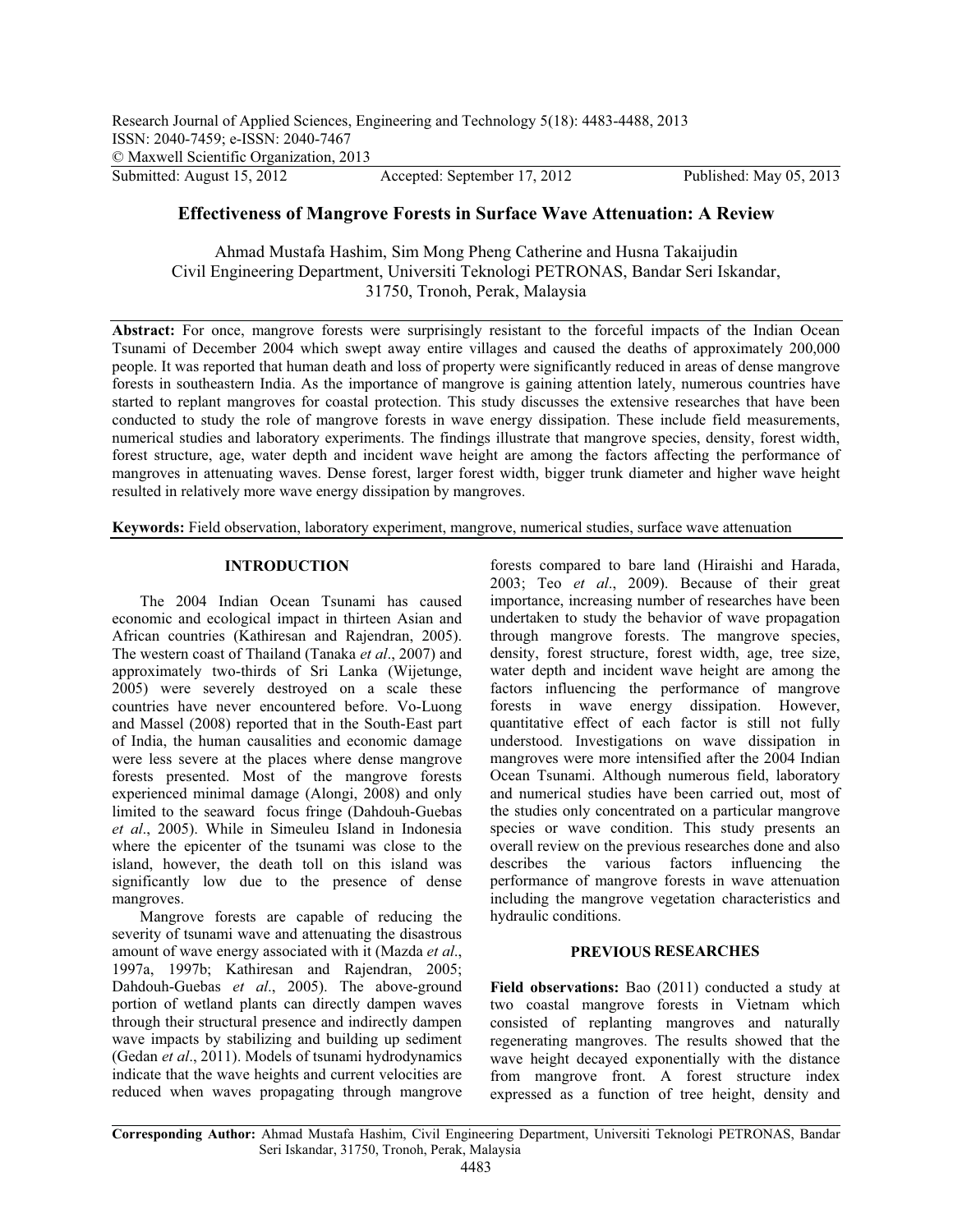Research Journal of Applied Sciences, Engineering and Technology 5(18): 4483-4488, 2013
ISSN: 2040-7459; e-ISSN: 2040-7467
© Maxwell Scientific Organization, 2013
Submitted: August 15, 2012 Accepted: September 17, 2012 Published: May 05, 2013

# Effectiveness of Mangrove Forests in Surface Wave Attenuation: A Review

Ahmad Mustafa Hashim, Sim Mong Pheng Catherine and Husna Takaijudin
Civil Engineering Department, Universiti Teknologi PETRONAS, Bandar Seri Iskandar, 31750, Tronoh, Perak, Malaysia

**Abstract:** For once, mangrove forests were surprisingly resistant to the forceful impacts of the Indian Ocean Tsunami of December 2004 which swept away entire villages and caused the deaths of approximately 200,000 people. It was reported that human death and loss of property were significantly reduced in areas of dense mangrove forests in southeastern India. As the importance of mangrove is gaining attention lately, numerous countries have started to replant mangroves for coastal protection. This study discusses the extensive researches that have been conducted to study the role of mangrove forests in wave energy dissipation. These include field measurements, numerical studies and laboratory experiments. The findings illustrate that mangrove species, density, forest width, forest structure, age, water depth and incident wave height are among the factors affecting the performance of mangroves in attenuating waves. Dense forest, larger forest width, bigger trunk diameter and higher wave height resulted in relatively more wave energy dissipation by mangroves.

**Keywords:** Field observation, laboratory experiment, mangrove, numerical studies, surface wave attenuation

## INTRODUCTION

The 2004 Indian Ocean Tsunami has caused economic and ecological impact in thirteen Asian and African countries (Kathiresan and Rajendran, 2005). The western coast of Thailand (Tanaka *et al*., 2007) and approximately two-thirds of Sri Lanka (Wijetunge, 2005) were severely destroyed on a scale these countries have never encountered before. Vo-Luong and Massel (2008) reported that in the South-East part of India, the human causalities and economic damage were less severe at the places where dense mangrove forests presented. Most of the mangrove forests experienced minimal damage (Alongi, 2008) and only limited to the seaward focus fringe (Dahdouh-Guebas *et al*., 2005). While in Simeuleu Island in Indonesia where the epicenter of the tsunami was close to the island, however, the death toll on this island was significantly low due to the presence of dense mangroves.

Mangrove forests are capable of reducing the severity of tsunami wave and attenuating the disastrous amount of wave energy associated with it (Mazda *et al*., 1997a, 1997b; Kathiresan and Rajendran, 2005; Dahdouh-Guebas *et al*., 2005). The above-ground portion of wetland plants can directly dampen waves through their structural presence and indirectly dampen wave impacts by stabilizing and building up sediment (Gedan *et al*., 2011). Models of tsunami hydrodynamics indicate that the wave heights and current velocities are reduced when waves propagating through mangrove forests compared to bare land (Hiraishi and Harada, 2003; Teo *et al*., 2009). Because of their great importance, increasing number of researches have been undertaken to study the behavior of wave propagation through mangrove forests. The mangrove species, density, forest structure, forest width, age, tree size, water depth and incident wave height are among the factors influencing the performance of mangrove forests in wave energy dissipation. However, quantitative effect of each factor is still not fully understood. Investigations on wave dissipation in mangroves were more intensified after the 2004 Indian Ocean Tsunami. Although numerous field, laboratory and numerical studies have been carried out, most of the studies only concentrated on a particular mangrove species or wave condition. This study presents an overall review on the previous researches done and also describes the various factors influencing the performance of mangrove forests in wave attenuation including the mangrove vegetation characteristics and hydraulic conditions.

## PREVIOUS RESEARCHES

**Field observations:** Bao (2011) conducted a study at two coastal mangrove forests in Vietnam which consisted of replanting mangroves and naturally regenerating mangroves. The results showed that the wave height decayed exponentially with the distance from mangrove front. A forest structure index expressed as a function of tree height, density and

**Corresponding Author:** Ahmad Mustafa Hashim, Civil Engineering Department, Universiti Teknologi PETRONAS, Bandar Seri Iskandar, 31750, Tronoh, Perak, Malaysia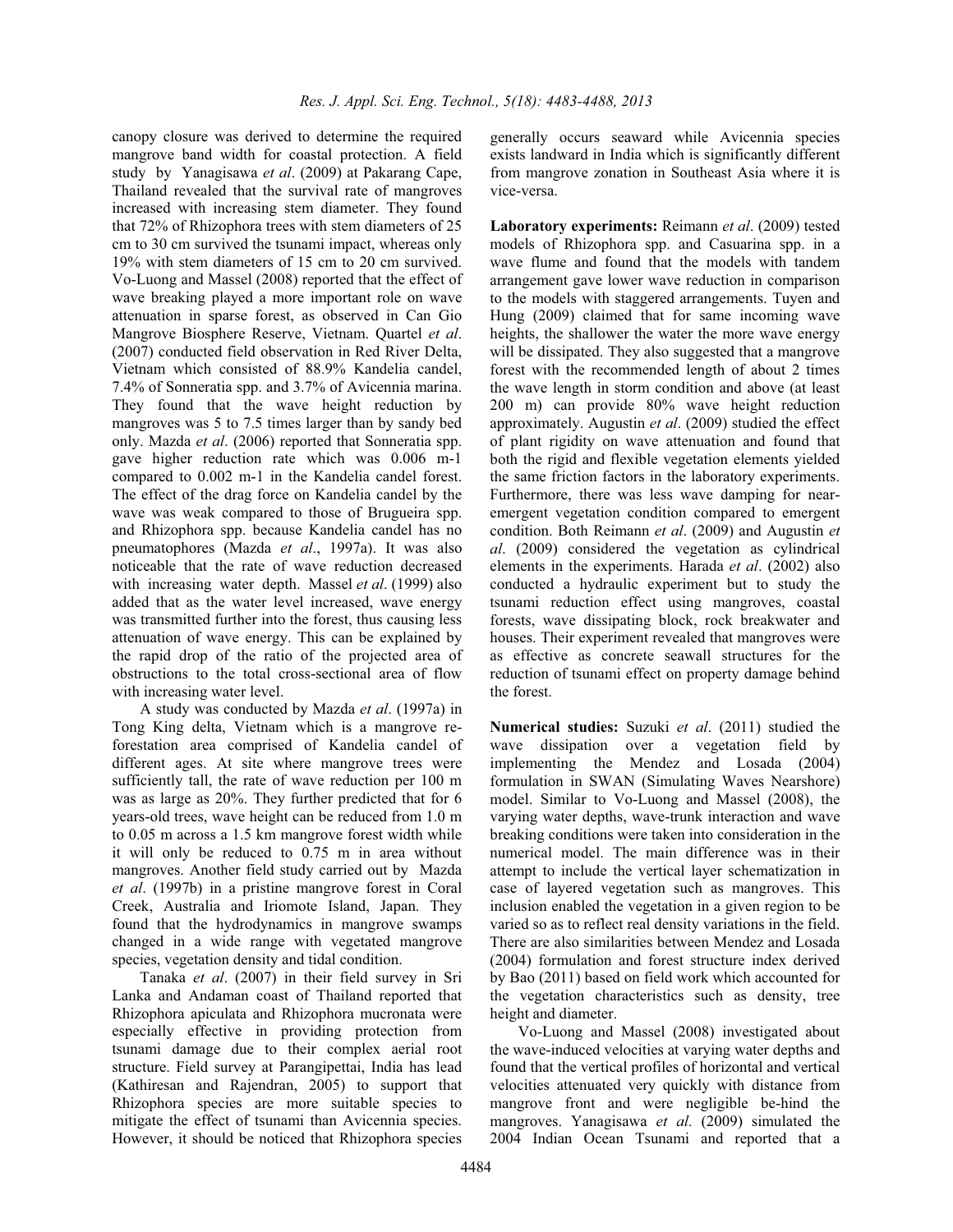canopy closure was derived to determine the required mangrove band width for coastal protection. A field study by Yanagisawa *et al*. (2009) at Pakarang Cape, Thailand revealed that the survival rate of mangroves increased with increasing stem diameter. They found that 72% of Rhizophora trees with stem diameters of 25 cm to 30 cm survived the tsunami impact, whereas only 19% with stem diameters of 15 cm to 20 cm survived. Vo-Luong and Massel (2008) reported that the effect of wave breaking played a more important role on wave attenuation in sparse forest, as observed in Can Gio Mangrove Biosphere Reserve, Vietnam. Quartel *et al*. (2007) conducted field observation in Red River Delta, Vietnam which consisted of 88.9% Kandelia candel, 7.4% of Sonneratia spp. and 3.7% of Avicennia marina. They found that the wave height reduction by mangroves was 5 to 7.5 times larger than by sandy bed only. Mazda *et al*. (2006) reported that Sonneratia spp. gave higher reduction rate which was 0.006 m-1 compared to 0.002 m-1 in the Kandelia candel forest. The effect of the drag force on Kandelia candel by the wave was weak compared to those of Brugueira spp. and Rhizophora spp. because Kandelia candel has no pneumatophores (Mazda *et al*., 1997a). It was also noticeable that the rate of wave reduction decreased with increasing water depth. Massel *et al*. (1999) also added that as the water level increased, wave energy was transmitted further into the forest, thus causing less attenuation of wave energy. This can be explained by the rapid drop of the ratio of the projected area of obstructions to the total cross-sectional area of flow with increasing water level.

A study was conducted by Mazda *et al*. (1997a) in Tong King delta, Vietnam which is a mangrove re-forestation area comprised of Kandelia candel of different ages. At site where mangrove trees were sufficiently tall, the rate of wave reduction per 100 m was as large as 20%. They further predicted that for 6 years-old trees, wave height can be reduced from 1.0 m to 0.05 m across a 1.5 km mangrove forest width while it will only be reduced to 0.75 m in area without mangroves. Another field study carried out by Mazda *et al*. (1997b) in a pristine mangrove forest in Coral Creek, Australia and Iriomote Island, Japan. They found that the hydrodynamics in mangrove swamps changed in a wide range with vegetated mangrove species, vegetation density and tidal condition.

Tanaka *et al*. (2007) in their field survey in Sri Lanka and Andaman coast of Thailand reported that Rhizophora apiculata and Rhizophora mucronata were especially effective in providing protection from tsunami damage due to their complex aerial root structure. Field survey at Parangipettai, India has lead (Kathiresan and Rajendran, 2005) to support that Rhizophora species are more suitable species to mitigate the effect of tsunami than Avicennia species. However, it should be noticed that Rhizophora species generally occurs seaward while Avicennia species exists landward in India which is significantly different from mangrove zonation in Southeast Asia where it is vice-versa.

**Laboratory experiments:** Reimann *et al*. (2009) tested models of Rhizophora spp. and Casuarina spp. in a wave flume and found that the models with tandem arrangement gave lower wave reduction in comparison to the models with staggered arrangements. Tuyen and Hung (2009) claimed that for same incoming wave heights, the shallower the water the more wave energy will be dissipated. They also suggested that a mangrove forest with the recommended length of about 2 times the wave length in storm condition and above (at least 200 m) can provide 80% wave height reduction approximately. Augustin *et al*. (2009) studied the effect of plant rigidity on wave attenuation and found that both the rigid and flexible vegetation elements yielded the same friction factors in the laboratory experiments. Furthermore, there was less wave damping for near-emergent vegetation condition compared to emergent condition. Both Reimann *et al*. (2009) and Augustin *et al*. (2009) considered the vegetation as cylindrical elements in the experiments. Harada *et al*. (2002) also conducted a hydraulic experiment but to study the tsunami reduction effect using mangroves, coastal forests, wave dissipating block, rock breakwater and houses. Their experiment revealed that mangroves were as effective as concrete seawall structures for the reduction of tsunami effect on property damage behind the forest.

**Numerical studies:** Suzuki *et al*. (2011) studied the wave dissipation over a vegetation field by implementing the Mendez and Losada (2004) formulation in SWAN (Simulating Waves Nearshore) model. Similar to Vo-Luong and Massel (2008), the varying water depths, wave-trunk interaction and wave breaking conditions were taken into consideration in the numerical model. The main difference was in their attempt to include the vertical layer schematization in case of layered vegetation such as mangroves. This inclusion enabled the vegetation in a given region to be varied so as to reflect real density variations in the field. There are also similarities between Mendez and Losada (2004) formulation and forest structure index derived by Bao (2011) based on field work which accounted for the vegetation characteristics such as density, tree height and diameter.

Vo-Luong and Massel (2008) investigated about the wave-induced velocities at varying water depths and found that the vertical profiles of horizontal and vertical velocities attenuated very quickly with distance from mangrove front and were negligible be-hind the mangroves. Yanagisawa *et al*. (2009) simulated the 2004 Indian Ocean Tsunami and reported that a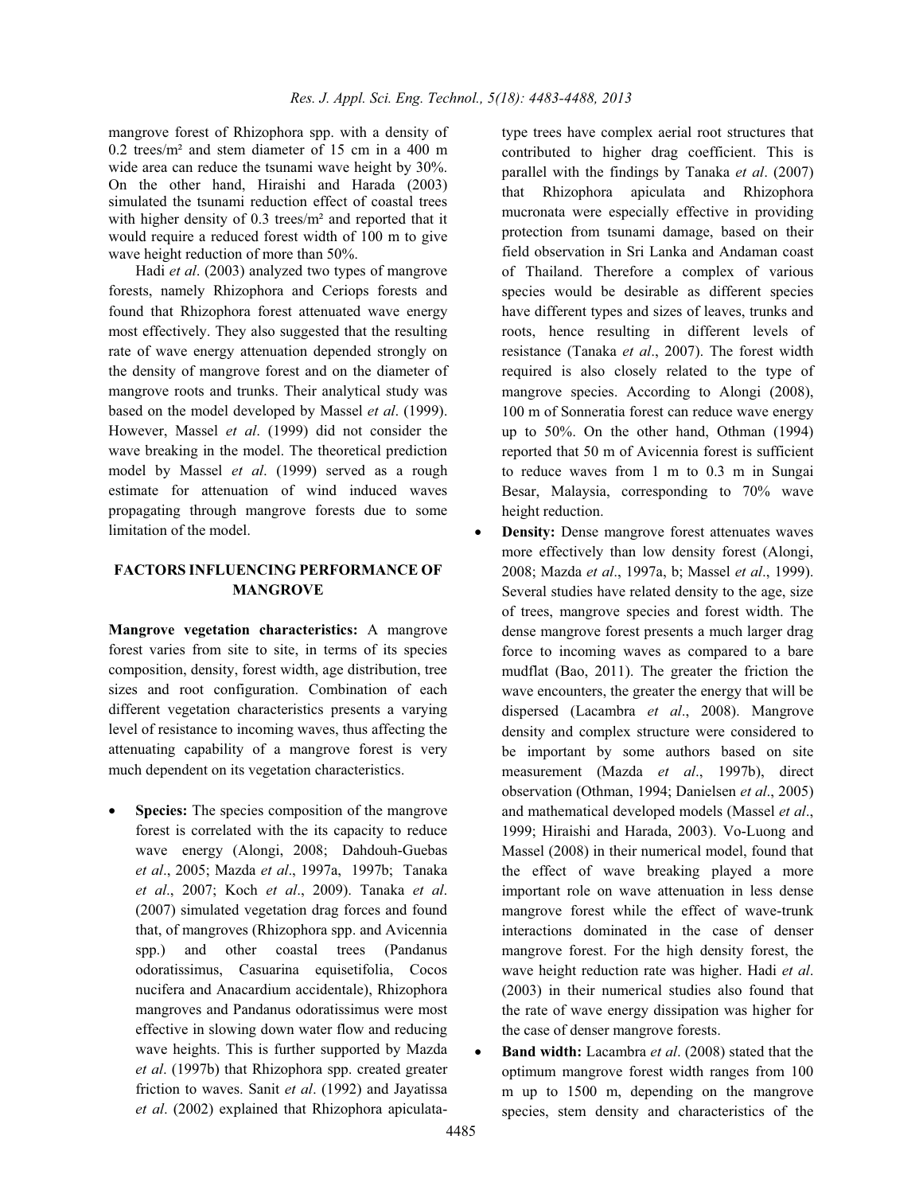mangrove forest of Rhizophora spp. with a density of 0.2 trees/m² and stem diameter of 15 cm in a 400 m wide area can reduce the tsunami wave height by 30%. On the other hand, Hiraishi and Harada (2003) simulated the tsunami reduction effect of coastal trees with higher density of 0.3 trees/m² and reported that it would require a reduced forest width of 100 m to give wave height reduction of more than 50%.

Hadi *et al*. (2003) analyzed two types of mangrove forests, namely Rhizophora and Ceriops forests and found that Rhizophora forest attenuated wave energy most effectively. They also suggested that the resulting rate of wave energy attenuation depended strongly on the density of mangrove forest and on the diameter of mangrove roots and trunks. Their analytical study was based on the model developed by Massel *et al*. (1999). However, Massel *et al*. (1999) did not consider the wave breaking in the model. The theoretical prediction model by Massel *et al*. (1999) served as a rough estimate for attenuation of wind induced waves propagating through mangrove forests due to some limitation of the model.

## FACTORS INFLUENCING PERFORMANCE OF MANGROVE

**Mangrove vegetation characteristics:** A mangrove forest varies from site to site, in terms of its species composition, density, forest width, age distribution, tree sizes and root configuration. Combination of each different vegetation characteristics presents a varying level of resistance to incoming waves, thus affecting the attenuating capability of a mangrove forest is very much dependent on its vegetation characteristics.

- **Species:** The species composition of the mangrove forest is correlated with the its capacity to reduce wave energy (Alongi, 2008; Dahdouh-Guebas *et al*., 2005; Mazda *et al*., 1997a, 1997b; Tanaka *et al*., 2007; Koch *et al*., 2009). Tanaka *et al*. (2007) simulated vegetation drag forces and found that, of mangroves (Rhizophora spp. and Avicennia spp.) and other coastal trees (Pandanus odoratissimus, Casuarina equisetifolia, Cocos nucifera and Anacardium accidentale), Rhizophora mangroves and Pandanus odoratissimus were most effective in slowing down water flow and reducing wave heights. This is further supported by Mazda *et al*. (1997b) that Rhizophora spp. created greater friction to waves. Sanit *et al*. (1992) and Jayatissa *et al*. (2002) explained that Rhizophora apiculata-type trees have complex aerial root structures that contributed to higher drag coefficient. This is parallel with the findings by Tanaka *et al*. (2007) that Rhizophora apiculata and Rhizophora mucronata were especially effective in providing protection from tsunami damage, based on their field observation in Sri Lanka and Andaman coast of Thailand. Therefore a complex of various species would be desirable as different species have different types and sizes of leaves, trunks and roots, hence resulting in different levels of resistance (Tanaka *et al*., 2007). The forest width required is also closely related to the type of mangrove species. According to Alongi (2008), 100 m of Sonneratia forest can reduce wave energy up to 50%. On the other hand, Othman (1994) reported that 50 m of Avicennia forest is sufficient to reduce waves from 1 m to 0.3 m in Sungai Besar, Malaysia, corresponding to 70% wave height reduction.
- **Density:** Dense mangrove forest attenuates waves more effectively than low density forest (Alongi, 2008; Mazda *et al*., 1997a, b; Massel *et al*., 1999). Several studies have related density to the age, size of trees, mangrove species and forest width. The dense mangrove forest presents a much larger drag force to incoming waves as compared to a bare mudflat (Bao, 2011). The greater the friction the wave encounters, the greater the energy that will be dispersed (Lacambra *et al*., 2008). Mangrove density and complex structure were considered to be important by some authors based on site measurement (Mazda *et al*., 1997b), direct observation (Othman, 1994; Danielsen *et al*., 2005) and mathematical developed models (Massel *et al*., 1999; Hiraishi and Harada, 2003). Vo-Luong and Massel (2008) in their numerical model, found that the effect of wave breaking played a more important role on wave attenuation in less dense mangrove forest while the effect of wave-trunk interactions dominated in the case of denser mangrove forest. For the high density forest, the wave height reduction rate was higher. Hadi *et al*. (2003) in their numerical studies also found that the rate of wave energy dissipation was higher for the case of denser mangrove forests.
- **Band width:** Lacambra *et al*. (2008) stated that the optimum mangrove forest width ranges from 100 m up to 1500 m, depending on the mangrove species, stem density and characteristics of the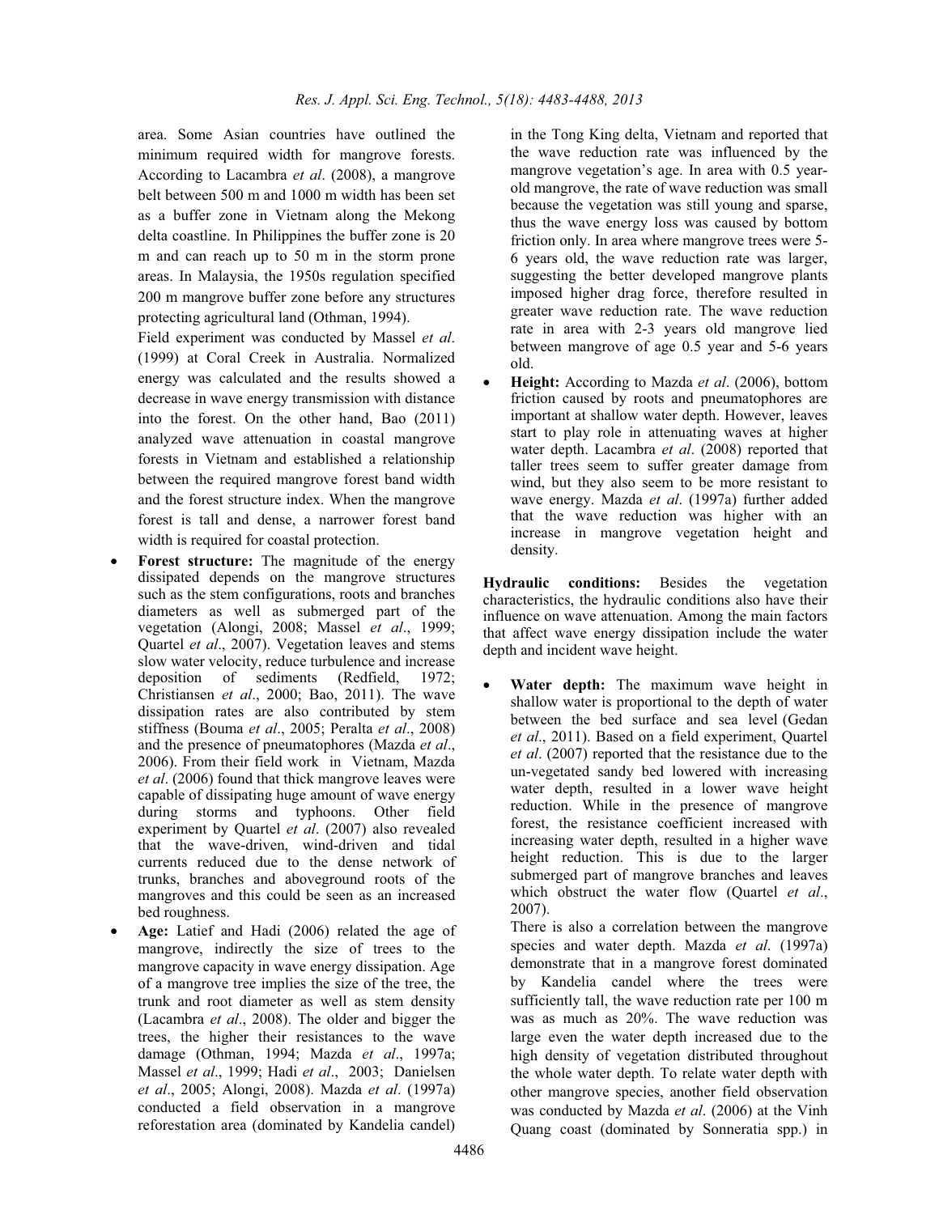area. Some Asian countries have outlined the minimum required width for mangrove forests. According to Lacambra *et al*. (2008), a mangrove belt between 500 m and 1000 m width has been set as a buffer zone in Vietnam along the Mekong delta coastline. In Philippines the buffer zone is 20 m and can reach up to 50 m in the storm prone areas. In Malaysia, the 1950s regulation specified 200 m mangrove buffer zone before any structures protecting agricultural land (Othman, 1994).

Field experiment was conducted by Massel *et al*. (1999) at Coral Creek in Australia. Normalized energy was calculated and the results showed a decrease in wave energy transmission with distance into the forest. On the other hand, Bao (2011) analyzed wave attenuation in coastal mangrove forests in Vietnam and established a relationship between the required mangrove forest band width and the forest structure index. When the mangrove forest is tall and dense, a narrower forest band width is required for coastal protection.

- **Forest structure:** The magnitude of the energy dissipated depends on the mangrove structures such as the stem configurations, roots and branches diameters as well as submerged part of the vegetation (Alongi, 2008; Massel *et al*., 1999; Quartel *et al*., 2007). Vegetation leaves and stems slow water velocity, reduce turbulence and increase deposition of sediments (Redfield, 1972; Christiansen *et al*., 2000; Bao, 2011). The wave dissipation rates are also contributed by stem stiffness (Bouma *et al*., 2005; Peralta *et al*., 2008) and the presence of pneumatophores (Mazda *et al*., 2006). From their field work in Vietnam, Mazda *et al*. (2006) found that thick mangrove leaves were capable of dissipating huge amount of wave energy during storms and typhoons. Other field experiment by Quartel *et al*. (2007) also revealed that the wave-driven, wind-driven and tidal currents reduced due to the dense network of trunks, branches and aboveground roots of the mangroves and this could be seen as an increased bed roughness.
- **Age:** Latief and Hadi (2006) related the age of mangrove, indirectly the size of trees to the mangrove capacity in wave energy dissipation. Age of a mangrove tree implies the size of the tree, the trunk and root diameter as well as stem density (Lacambra *et al*., 2008). The older and bigger the trees, the higher their resistances to the wave damage (Othman, 1994; Mazda *et al*., 1997a; Massel *et al*., 1999; Hadi *et al*., 2003; Danielsen *et al*., 2005; Alongi, 2008). Mazda *et al*. (1997a) conducted a field observation in a mangrove reforestation area (dominated by Kandelia candel) in the Tong King delta, Vietnam and reported that the wave reduction rate was influenced by the mangrove vegetation's age. In area with 0.5 year-old mangrove, the rate of wave reduction was small because the vegetation was still young and sparse, thus the wave energy loss was caused by bottom friction only. In area where mangrove trees were 5-6 years old, the wave reduction rate was larger, suggesting the better developed mangrove plants imposed higher drag force, therefore resulted in greater wave reduction rate. The wave reduction rate in area with 2-3 years old mangrove lied between mangrove of age 0.5 year and 5-6 years old.
- **Height:** According to Mazda *et al*. (2006), bottom friction caused by roots and pneumatophores are important at shallow water depth. However, leaves start to play role in attenuating waves at higher water depth. Lacambra *et al*. (2008) reported that taller trees seem to suffer greater damage from wind, but they also seem to be more resistant to wave energy. Mazda *et al*. (1997a) further added that the wave reduction was higher with an increase in mangrove vegetation height and density.

**Hydraulic conditions:** Besides the vegetation characteristics, the hydraulic conditions also have their influence on wave attenuation. Among the main factors that affect wave energy dissipation include the water depth and incident wave height.

- **Water depth:** The maximum wave height in shallow water is proportional to the depth of water between the bed surface and sea level (Gedan *et al*., 2011). Based on a field experiment, Quartel *et al*. (2007) reported that the resistance due to the un-vegetated sandy bed lowered with increasing water depth, resulted in a lower wave height reduction. While in the presence of mangrove forest, the resistance coefficient increased with increasing water depth, resulted in a higher wave height reduction. This is due to the larger submerged part of mangrove branches and leaves which obstruct the water flow (Quartel *et al*., 2007).

  There is also a correlation between the mangrove species and water depth. Mazda *et al*. (1997a) demonstrate that in a mangrove forest dominated by Kandelia candel where the trees were sufficiently tall, the wave reduction rate per 100 m was as much as 20%. The wave reduction was large even the water depth increased due to the high density of vegetation distributed throughout the whole water depth. To relate water depth with other mangrove species, another field observation was conducted by Mazda *et al*. (2006) at the Vinh Quang coast (dominated by Sonneratia spp.) in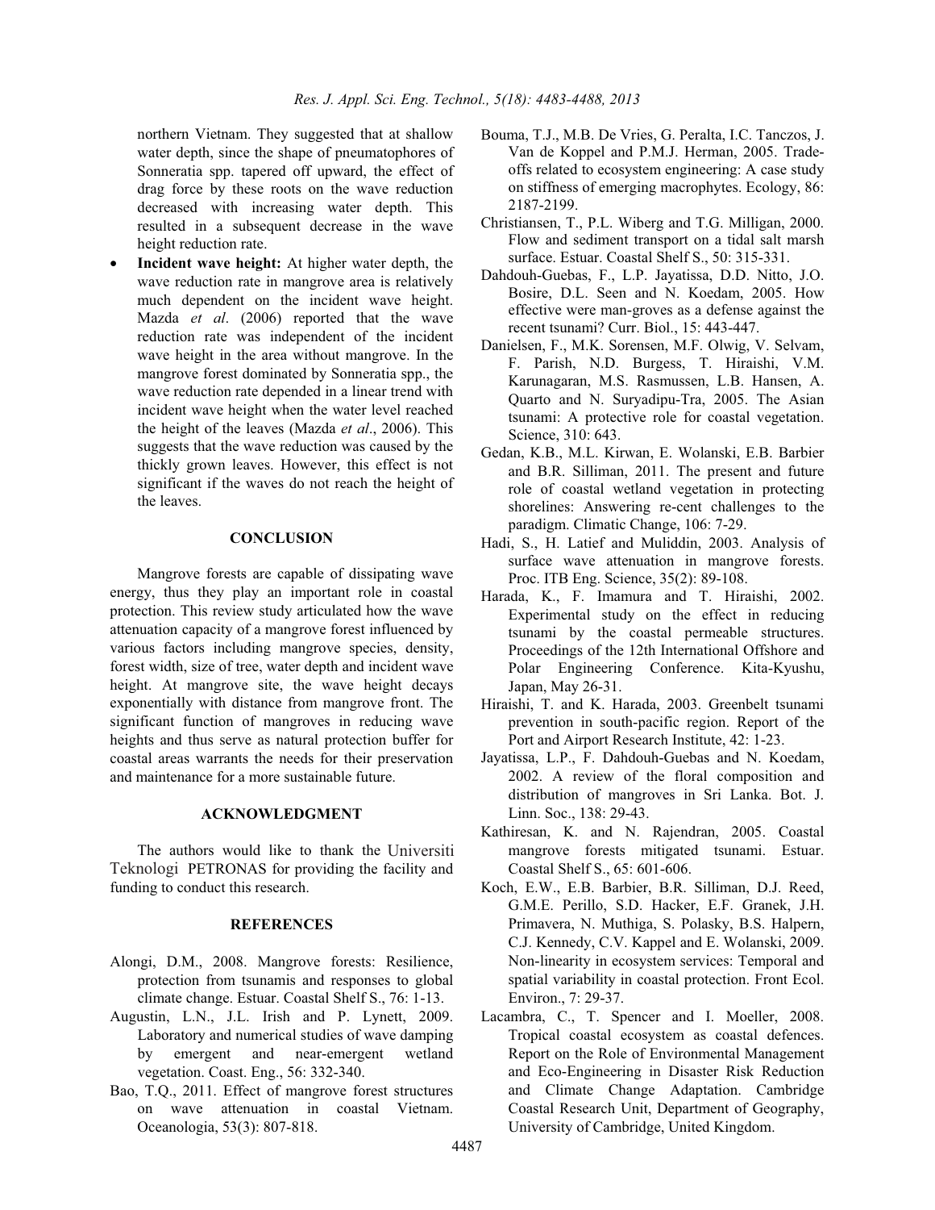northern Vietnam. They suggested that at shallow water depth, since the shape of pneumatophores of Sonneratia spp. tapered off upward, the effect of drag force by these roots on the wave reduction decreased with increasing water depth. This resulted in a subsequent decrease in the wave height reduction rate.

- **Incident wave height:** At higher water depth, the wave reduction rate in mangrove area is relatively much dependent on the incident wave height. Mazda *et al*. (2006) reported that the wave reduction rate was independent of the incident wave height in the area without mangrove. In the mangrove forest dominated by Sonneratia spp., the wave reduction rate depended in a linear trend with incident wave height when the water level reached the height of the leaves (Mazda *et al*., 2006). This suggests that the wave reduction was caused by the thickly grown leaves. However, this effect is not significant if the waves do not reach the height of the leaves.

## CONCLUSION

Mangrove forests are capable of dissipating wave energy, thus they play an important role in coastal protection. This review study articulated how the wave attenuation capacity of a mangrove forest influenced by various factors including mangrove species, density, forest width, size of tree, water depth and incident wave height. At mangrove site, the wave height decays exponentially with distance from mangrove front. The significant function of mangroves in reducing wave heights and thus serve as natural protection buffer for coastal areas warrants the needs for their preservation and maintenance for a more sustainable future.

## ACKNOWLEDGMENT

The authors would like to thank the Universiti Teknologi PETRONAS for providing the facility and funding to conduct this research.

## REFERENCES

Alongi, D.M., 2008. Mangrove forests: Resilience, protection from tsunamis and responses to global climate change. Estuar. Coastal Shelf S., 76: 1-13.

Augustin, L.N., J.L. Irish and P. Lynett, 2009. Laboratory and numerical studies of wave damping by emergent and near-emergent wetland vegetation. Coast. Eng., 56: 332-340.

Bao, T.Q., 2011. Effect of mangrove forest structures on wave attenuation in coastal Vietnam. Oceanologia, 53(3): 807-818.

Bouma, T.J., M.B. De Vries, G. Peralta, I.C. Tanczos, J. Van de Koppel and P.M.J. Herman, 2005. Trade-offs related to ecosystem engineering: A case study on stiffness of emerging macrophytes. Ecology, 86: 2187-2199.

Christiansen, T., P.L. Wiberg and T.G. Milligan, 2000. Flow and sediment transport on a tidal salt marsh surface. Estuar. Coastal Shelf S., 50: 315-331.

Dahdouh-Guebas, F., L.P. Jayatissa, D.D. Nitto, J.O. Bosire, D.L. Seen and N. Koedam, 2005. How effective were man-groves as a defense against the recent tsunami? Curr. Biol., 15: 443-447.

Danielsen, F., M.K. Sorensen, M.F. Olwig, V. Selvam, F. Parish, N.D. Burgess, T. Hiraishi, V.M. Karunagaran, M.S. Rasmussen, L.B. Hansen, A. Quarto and N. Suryadipu-Tra, 2005. The Asian tsunami: A protective role for coastal vegetation. Science, 310: 643.

Gedan, K.B., M.L. Kirwan, E. Wolanski, E.B. Barbier and B.R. Silliman, 2011. The present and future role of coastal wetland vegetation in protecting shorelines: Answering re-cent challenges to the paradigm. Climatic Change, 106: 7-29.

Hadi, S., H. Latief and Muliddin, 2003. Analysis of surface wave attenuation in mangrove forests. Proc. ITB Eng. Science, 35(2): 89-108.

Harada, K., F. Imamura and T. Hiraishi, 2002. Experimental study on the effect in reducing tsunami by the coastal permeable structures. Proceedings of the 12th International Offshore and Polar Engineering Conference. Kita-Kyushu, Japan, May 26-31.

Hiraishi, T. and K. Harada, 2003. Greenbelt tsunami prevention in south-pacific region. Report of the Port and Airport Research Institute, 42: 1-23.

Jayatissa, L.P., F. Dahdouh-Guebas and N. Koedam, 2002. A review of the floral composition and distribution of mangroves in Sri Lanka. Bot. J. Linn. Soc., 138: 29-43.

Kathiresan, K. and N. Rajendran, 2005. Coastal mangrove forests mitigated tsunami. Estuar. Coastal Shelf S., 65: 601-606.

Koch, E.W., E.B. Barbier, B.R. Silliman, D.J. Reed, G.M.E. Perillo, S.D. Hacker, E.F. Granek, J.H. Primavera, N. Muthiga, S. Polasky, B.S. Halpern, C.J. Kennedy, C.V. Kappel and E. Wolanski, 2009. Non-linearity in ecosystem services: Temporal and spatial variability in coastal protection. Front Ecol. Environ., 7: 29-37.

Lacambra, C., T. Spencer and I. Moeller, 2008. Tropical coastal ecosystem as coastal defences. Report on the Role of Environmental Management and Eco-Engineering in Disaster Risk Reduction and Climate Change Adaptation. Cambridge Coastal Research Unit, Department of Geography, University of Cambridge, United Kingdom.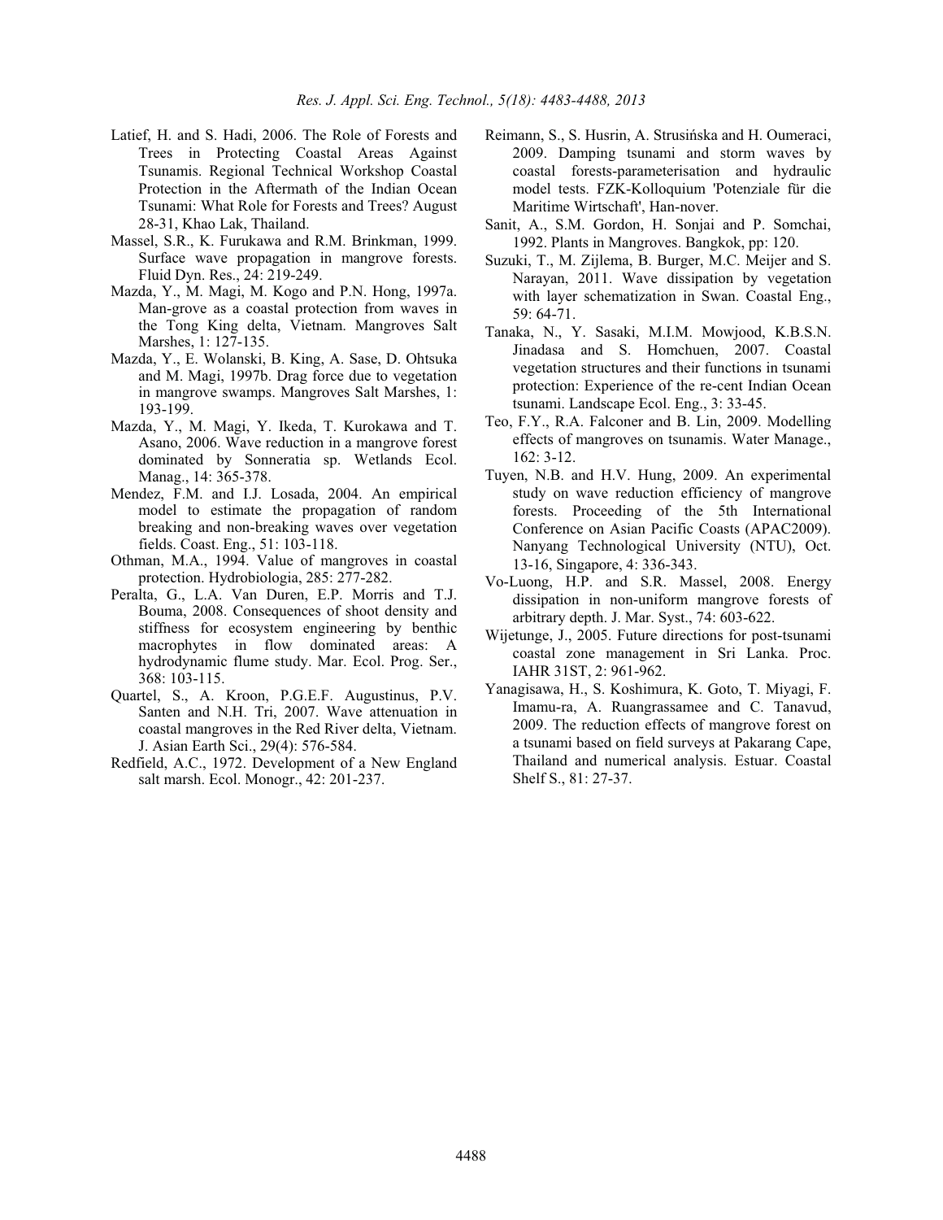Latief, H. and S. Hadi, 2006. The Role of Forests and Trees in Protecting Coastal Areas Against Tsunamis. Regional Technical Workshop Coastal Protection in the Aftermath of the Indian Ocean Tsunami: What Role for Forests and Trees? August 28-31, Khao Lak, Thailand.

Massel, S.R., K. Furukawa and R.M. Brinkman, 1999. Surface wave propagation in mangrove forests. Fluid Dyn. Res., 24: 219-249.

Mazda, Y., M. Magi, M. Kogo and P.N. Hong, 1997a. Man-grove as a coastal protection from waves in the Tong King delta, Vietnam. Mangroves Salt Marshes, 1: 127-135.

Mazda, Y., E. Wolanski, B. King, A. Sase, D. Ohtsuka and M. Magi, 1997b. Drag force due to vegetation in mangrove swamps. Mangroves Salt Marshes, 1: 193-199.

Mazda, Y., M. Magi, Y. Ikeda, T. Kurokawa and T. Asano, 2006. Wave reduction in a mangrove forest dominated by Sonneratia sp. Wetlands Ecol. Manag., 14: 365-378.

Mendez, F.M. and I.J. Losada, 2004. An empirical model to estimate the propagation of random breaking and non-breaking waves over vegetation fields. Coast. Eng., 51: 103-118.

Othman, M.A., 1994. Value of mangroves in coastal protection. Hydrobiologia, 285: 277-282.

Peralta, G., L.A. Van Duren, E.P. Morris and T.J. Bouma, 2008. Consequences of shoot density and stiffness for ecosystem engineering by benthic macrophytes in flow dominated areas: A hydrodynamic flume study. Mar. Ecol. Prog. Ser., 368: 103-115.

Quartel, S., A. Kroon, P.G.E.F. Augustinus, P.V. Santen and N.H. Tri, 2007. Wave attenuation in coastal mangroves in the Red River delta, Vietnam. J. Asian Earth Sci., 29(4): 576-584.

Redfield, A.C., 1972. Development of a New England salt marsh. Ecol. Monogr., 42: 201-237.

Reimann, S., S. Husrin, A. Strusińska and H. Oumeraci, 2009. Damping tsunami and storm waves by coastal forests-parameterisation and hydraulic model tests. FZK-Kolloquium 'Potenziale für die Maritime Wirtschaft', Han-nover.

Sanit, A., S.M. Gordon, H. Sonjai and P. Somchai, 1992. Plants in Mangroves. Bangkok, pp: 120.

Suzuki, T., M. Zijlema, B. Burger, M.C. Meijer and S. Narayan, 2011. Wave dissipation by vegetation with layer schematization in Swan. Coastal Eng., 59: 64-71.

Tanaka, N., Y. Sasaki, M.I.M. Mowjood, K.B.S.N. Jinadasa and S. Homchuen, 2007. Coastal vegetation structures and their functions in tsunami protection: Experience of the re-cent Indian Ocean tsunami. Landscape Ecol. Eng., 3: 33-45.

Teo, F.Y., R.A. Falconer and B. Lin, 2009. Modelling effects of mangroves on tsunamis. Water Manage., 162: 3-12.

Tuyen, N.B. and H.V. Hung, 2009. An experimental study on wave reduction efficiency of mangrove forests. Proceeding of the 5th International Conference on Asian Pacific Coasts (APAC2009). Nanyang Technological University (NTU), Oct. 13-16, Singapore, 4: 336-343.

Vo-Luong, H.P. and S.R. Massel, 2008. Energy dissipation in non-uniform mangrove forests of arbitrary depth. J. Mar. Syst., 74: 603-622.

Wijetunge, J., 2005. Future directions for post-tsunami coastal zone management in Sri Lanka. Proc. IAHR 31ST, 2: 961-962.

Yanagisawa, H., S. Koshimura, K. Goto, T. Miyagi, F. Imamu-ra, A. Ruangrassamee and C. Tanavud, 2009. The reduction effects of mangrove forest on a tsunami based on field surveys at Pakarang Cape, Thailand and numerical analysis. Estuar. Coastal Shelf S., 81: 27-37.